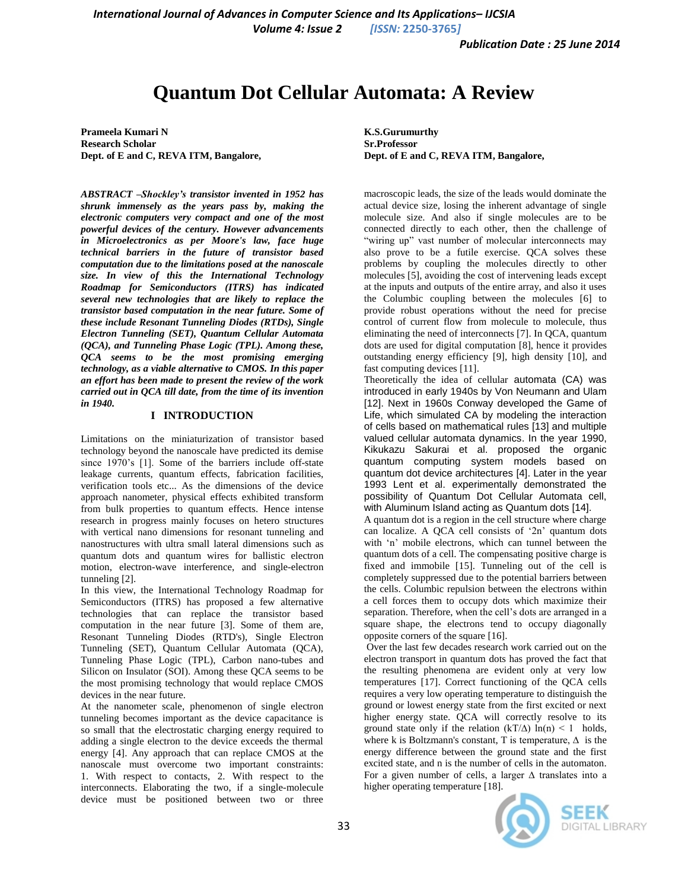# Quantum Dot Cellular Automata: A Review

**Prameela Kumari N**
**Research Scholar**
**Dept. of E and C, REVA ITM, Bangalore,**

**K.S.Gurumurthy**
**Sr.Professor**
**Dept. of E and C, REVA ITM, Bangalore,**

***ABSTRACT –Shockley's transistor invented in 1952 has shrunk immensely as the years pass by, making the electronic computers very compact and one of the most powerful devices of the century. However advancements in Microelectronics as per Moore's law, face huge technical barriers in the future of transistor based computation due to the limitations posed at the nanoscale size. In view of this the International Technology Roadmap for Semiconductors (ITRS) has indicated several new technologies that are likely to replace the transistor based computation in the near future. Some of these include Resonant Tunneling Diodes (RTDs), Single Electron Tunneling (SET), Quantum Cellular Automata (QCA), and Tunneling Phase Logic (TPL). Among these, QCA seems to be the most promising emerging technology, as a viable alternative to CMOS. In this paper an effort has been made to present the review of the work carried out in QCA till date, from the time of its invention in 1940.***

## I INTRODUCTION

Limitations on the miniaturization of transistor based technology beyond the nanoscale have predicted its demise since 1970's [1]. Some of the barriers include off-state leakage currents, quantum effects, fabrication facilities, verification tools etc... As the dimensions of the device approach nanometer, physical effects exhibited transform from bulk properties to quantum effects. Hence intense research in progress mainly focuses on hetero structures with vertical nano dimensions for resonant tunneling and nanostructures with ultra small lateral dimensions such as quantum dots and quantum wires for ballistic electron motion, electron-wave interference, and single-electron tunneling [2].

In this view, the International Technology Roadmap for Semiconductors (ITRS) has proposed a few alternative technologies that can replace the transistor based computation in the near future [3]. Some of them are, Resonant Tunneling Diodes (RTD's), Single Electron Tunneling (SET), Quantum Cellular Automata (QCA), Tunneling Phase Logic (TPL), Carbon nano-tubes and Silicon on Insulator (SOI). Among these QCA seems to be the most promising technology that would replace CMOS devices in the near future.

At the nanometer scale, phenomenon of single electron tunneling becomes important as the device capacitance is so small that the electrostatic charging energy required to adding a single electron to the device exceeds the thermal energy [4]. Any approach that can replace CMOS at the nanoscale must overcome two important constraints: 1. With respect to contacts, 2. With respect to the interconnects. Elaborating the two, if a single-molecule device must be positioned between two or three macroscopic leads, the size of the leads would dominate the actual device size, losing the inherent advantage of single molecule size. And also if single molecules are to be connected directly to each other, then the challenge of "wiring up" vast number of molecular interconnects may also prove to be a futile exercise. QCA solves these problems by coupling the molecules directly to other molecules [5], avoiding the cost of intervening leads except at the inputs and outputs of the entire array, and also it uses the Columbic coupling between the molecules [6] to provide robust operations without the need for precise control of current flow from molecule to molecule, thus eliminating the need of interconnects [7]. In QCA, quantum dots are used for digital computation [8], hence it provides outstanding energy efficiency [9], high density [10], and fast computing devices [11].

Theoretically the idea of cellular automata (CA) was introduced in early 1940s by Von Neumann and Ulam [12]. Next in 1960s Conway developed the Game of Life, which simulated CA by modeling the interaction of cells based on mathematical rules [13] and multiple valued cellular automata dynamics. In the year 1990, Kikukazu Sakurai et al. proposed the organic quantum computing system models based on quantum dot device architectures [4]. Later in the year 1993 Lent et al. experimentally demonstrated the possibility of Quantum Dot Cellular Automata cell, with Aluminum Island acting as Quantum dots [14].

A quantum dot is a region in the cell structure where charge can localize. A QCA cell consists of '2n' quantum dots with 'n' mobile electrons, which can tunnel between the quantum dots of a cell. The compensating positive charge is fixed and immobile [15]. Tunneling out of the cell is completely suppressed due to the potential barriers between the cells. Columbic repulsion between the electrons within a cell forces them to occupy dots which maximize their separation. Therefore, when the cell's dots are arranged in a square shape, the electrons tend to occupy diagonally opposite corners of the square [16].

Over the last few decades research work carried out on the electron transport in quantum dots has proved the fact that the resulting phenomena are evident only at very low temperatures [17]. Correct functioning of the QCA cells requires a very low operating temperature to distinguish the ground or lowest energy state from the first excited or next higher energy state. QCA will correctly resolve to its ground state only if the relation $(kT/\Delta)\ \ln(n) < 1$ holds, where k is Boltzmann's constant, T is temperature, $\Delta$ is the energy difference between the ground state and the first excited state, and n is the number of cells in the automaton. For a given number of cells, a larger $\Delta$ translates into a higher operating temperature [18].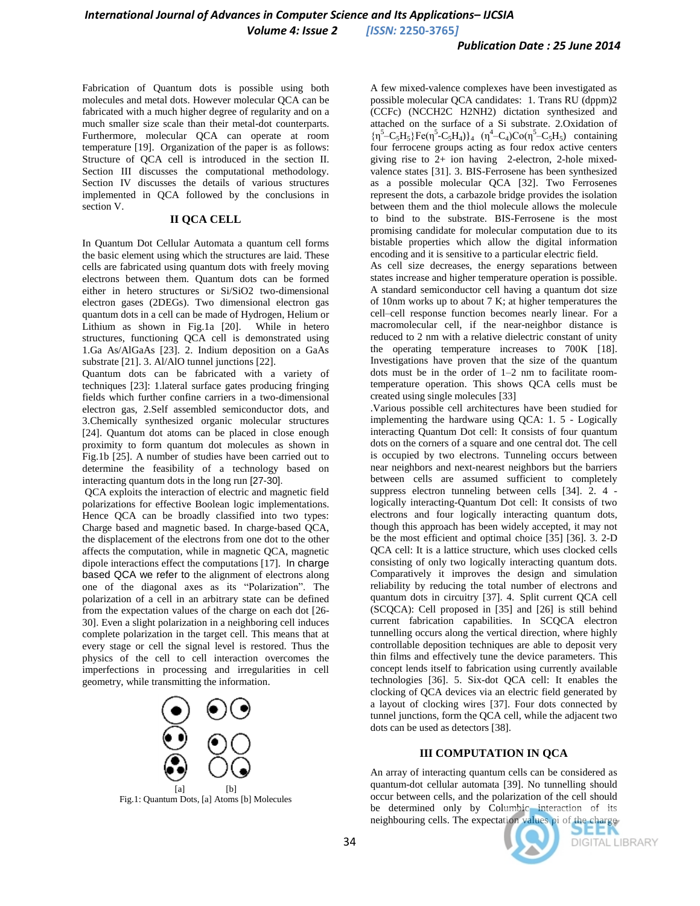Fabrication of Quantum dots is possible using both molecules and metal dots. However molecular QCA can be fabricated with a much higher degree of regularity and on a much smaller size scale than their metal-dot counterparts. Furthermore, molecular QCA can operate at room temperature [19]. Organization of the paper is as follows: Structure of QCA cell is introduced in the section II. Section III discusses the computational methodology. Section IV discusses the details of various structures implemented in QCA followed by the conclusions in section V.

## II QCA CELL

In Quantum Dot Cellular Automata a quantum cell forms the basic element using which the structures are laid. These cells are fabricated using quantum dots with freely moving electrons between them. Quantum dots can be formed either in hetero structures or Si/SiO2 two-dimensional electron gases (2DEGs). Two dimensional electron gas quantum dots in a cell can be made of Hydrogen, Helium or Lithium as shown in Fig.1a [20]. While in hetero structures, functioning QCA cell is demonstrated using 1.Ga As/AlGaAs [23]. 2. Indium deposition on a GaAs substrate [21]. 3. Al/AlO tunnel junctions [22].

Quantum dots can be fabricated with a variety of techniques [23]: 1.lateral surface gates producing fringing fields which further confine carriers in a two-dimensional electron gas, 2.Self assembled semiconductor dots, and 3.Chemically synthesized organic molecular structures [24]. Quantum dot atoms can be placed in close enough proximity to form quantum dot molecules as shown in Fig.1b [25]. A number of studies have been carried out to determine the feasibility of a technology based on interacting quantum dots in the long run [27-30].

QCA exploits the interaction of electric and magnetic field polarizations for effective Boolean logic implementations. Hence QCA can be broadly classified into two types: Charge based and magnetic based. In charge-based QCA, the displacement of the electrons from one dot to the other affects the computation, while in magnetic QCA, magnetic dipole interactions effect the computations [17]. In charge based QCA we refer to the alignment of electrons along one of the diagonal axes as its "Polarization". The polarization of a cell in an arbitrary state can be defined from the expectation values of the charge on each dot [26-30]. Even a slight polarization in a neighboring cell induces complete polarization in the target cell. This means that at every stage or cell the signal level is restored. Thus the physics of the cell to cell interaction overcomes the imperfections in processing and irregularities in cell geometry, while transmitting the information.

[a] [b]

Fig.1: Quantum Dots, [a] Atoms [b] Molecules

A few mixed-valence complexes have been investigated as possible molecular QCA candidates: 1. Trans RU (dppm)2 (CCFc) (NCCH2C H2NH2) dictation synthesized and attached on the surface of a Si substrate. 2.Oxidation of $\{\eta^5\text{–}C_5H_5\}Fe(\eta^5\text{-}C_5H_4)\}_4$ $(\eta^4\text{–}C_4)Co(\eta^5\text{–}C_5H_5)$ containing four ferrocene groups acting as four redox active centers giving rise to 2+ ion having 2-electron, 2-hole mixed-valence states [31]. 3. BIS-Ferrosene has been synthesized as a possible molecular QCA [32]. Two Ferrosenes represent the dots, a carbazole bridge provides the isolation between them and the thiol molecule allows the molecule to bind to the substrate. BIS-Ferrosene is the most promising candidate for molecular computation due to its bistable properties which allow the digital information encoding and it is sensitive to a particular electric field.

As cell size decreases, the energy separations between states increase and higher temperature operation is possible. A standard semiconductor cell having a quantum dot size of 10nm works up to about 7 K; at higher temperatures the cell–cell response function becomes nearly linear. For a macromolecular cell, if the near-neighbor distance is reduced to 2 nm with a relative dielectric constant of unity the operating temperature increases to 700K [18]. Investigations have proven that the size of the quantum dots must be in the order of 1–2 nm to facilitate room-temperature operation. This shows QCA cells must be created using single molecules [33]

.Various possible cell architectures have been studied for implementing the hardware using QCA: 1. 5 - Logically interacting Quantum Dot cell: It consists of four quantum dots on the corners of a square and one central dot. The cell is occupied by two electrons. Tunneling occurs between near neighbors and next-nearest neighbors but the barriers between cells are assumed sufficient to completely suppress electron tunneling between cells [34]. 2. 4 - logically interacting-Quantum Dot cell: It consists of two electrons and four logically interacting quantum dots, though this approach has been widely accepted, it may not be the most efficient and optimal choice [35] [36]. 3. 2-D QCA cell: It is a lattice structure, which uses clocked cells consisting of only two logically interacting quantum dots. Comparatively it improves the design and simulation reliability by reducing the total number of electrons and quantum dots in circuitry [37]. 4. Split current QCA cell (SCQCA): Cell proposed in [35] and [26] is still behind current fabrication capabilities. In SCQCA electron tunnelling occurs along the vertical direction, where highly controllable deposition techniques are able to deposit very thin films and effectively tune the device parameters. This concept lends itself to fabrication using currently available technologies [36]. 5. Six-dot QCA cell: It enables the clocking of QCA devices via an electric field generated by a layout of clocking wires [37]. Four dots connected by tunnel junctions, form the QCA cell, while the adjacent two dots can be used as detectors [38].

## III COMPUTATION IN QCA

An array of interacting quantum cells can be considered as quantum-dot cellular automata [39]. No tunnelling should occur between cells, and the polarization of the cell should be determined only by Columbic interaction of its neighbouring cells. The expectation values pi of the charge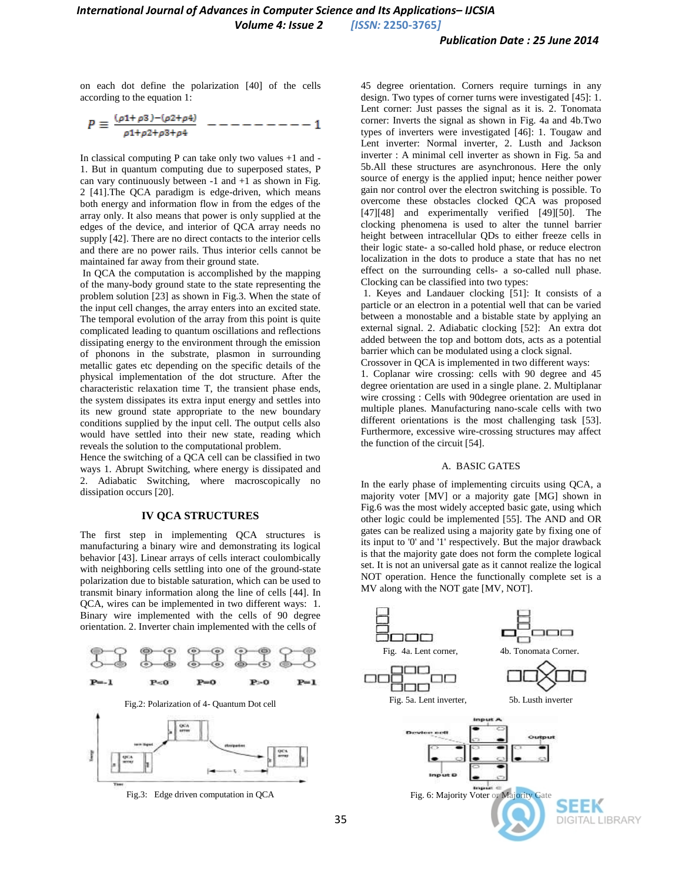on each dot define the polarization [40] of the cells according to the equation 1:

$$P \equiv \frac{(\rho 1+\rho 3)-(\rho 2+\rho 4)}{\rho 1+\rho 2+\rho 3+\rho 4} \quad ---------- 1$$

In classical computing P can take only two values +1 and -1. But in quantum computing due to superposed states, P can vary continuously between -1 and +1 as shown in Fig. 2 [41].The QCA paradigm is edge-driven, which means both energy and information flow in from the edges of the array only. It also means that power is only supplied at the edges of the device, and interior of QCA array needs no supply [42]. There are no direct contacts to the interior cells and there are no power rails. Thus interior cells cannot be maintained far away from their ground state.

In QCA the computation is accomplished by the mapping of the many-body ground state to the state representing the problem solution [23] as shown in Fig.3. When the state of the input cell changes, the array enters into an excited state. The temporal evolution of the array from this point is quite complicated leading to quantum oscillations and reflections dissipating energy to the environment through the emission of phonons in the substrate, plasmon in surrounding metallic gates etc depending on the specific details of the physical implementation of the dot structure. After the characteristic relaxation time T, the transient phase ends, the system dissipates its extra input energy and settles into its new ground state appropriate to the new boundary conditions supplied by the input cell. The output cells also would have settled into their new state, reading which reveals the solution to the computational problem.

Hence the switching of a QCA cell can be classified in two ways 1. Abrupt Switching, where energy is dissipated and 2. Adiabatic Switching, where macroscopically no dissipation occurs [20].

## IV QCA STRUCTURES

The first step in implementing QCA structures is manufacturing a binary wire and demonstrating its logical behavior [43]. Linear arrays of cells interact coulombically with neighboring cells settling into one of the ground-state polarization due to bistable saturation, which can be used to transmit binary information along the line of cells [44]. In QCA, wires can be implemented in two different ways: 1. Binary wire implemented with the cells of 90 degree orientation. 2. Inverter chain implemented with the cells of 45 degree orientation. Corners require turnings in any design. Two types of corner turns were investigated [45]: 1. Lent corner: Just passes the signal as it is. 2. Tonomata corner: Inverts the signal as shown in Fig. 4a and 4b.Two types of inverters were investigated [46]: 1. Tougaw and Lent inverter: Normal inverter, 2. Lusth and Jackson inverter : A minimal cell inverter as shown in Fig. 5a and 5b.All these structures are asynchronous. Here the only source of energy is the applied input; hence neither power gain nor control over the electron switching is possible. To overcome these obstacles clocked QCA was proposed [47][48] and experimentally verified [49][50]. The clocking phenomena is used to alter the tunnel barrier height between intracellular QDs to either freeze cells in their logic state- a so-called hold phase, or reduce electron localization in the dots to produce a state that has no net effect on the surrounding cells- a so-called null phase. Clocking can be classified into two types:

1. Keyes and Landauer clocking [51]: It consists of a particle or an electron in a potential well that can be varied between a monostable and a bistable state by applying an external signal. 2. Adiabatic clocking [52]: An extra dot added between the top and bottom dots, acts as a potential barrier which can be modulated using a clock signal.

Crossover in QCA is implemented in two different ways:

1. Coplanar wire crossing: cells with 90 degree and 45 degree orientation are used in a single plane. 2. Multiplanar wire crossing : Cells with 90degree orientation are used in multiple planes. Manufacturing nano-scale cells with two different orientations is the most challenging task [53]. Furthermore, excessive wire-crossing structures may affect the function of the circuit [54].

Fig.2: Polarization of 4- Quantum Dot cell

Fig.3: Edge driven computation in QCA

### A. BASIC GATES

In the early phase of implementing circuits using QCA, a majority voter [MV] or a majority gate [MG] shown in Fig.6 was the most widely accepted basic gate, using which other logic could be implemented [55]. The AND and OR gates can be realized using a majority gate by fixing one of its input to '0' and '1' respectively. But the major drawback is that the majority gate does not form the complete logical set. It is not an universal gate as it cannot realize the logical NOT operation. Hence the functionally complete set is a MV along with the NOT gate [MV, NOT].

Fig. 4a. Lent corner, 4b. Tonomata Corner.

Fig. 5a. Lent inverter, 5b. Lusth inverter

Fig. 6: Majority Voter or Majority Gate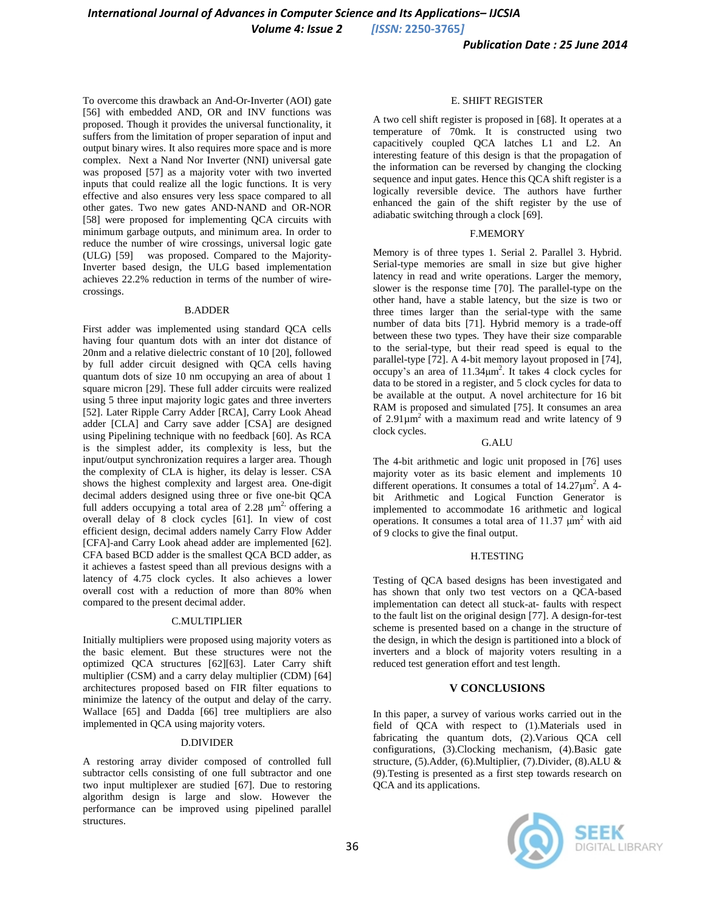To overcome this drawback an And-Or-Inverter (AOI) gate [56] with embedded AND, OR and INV functions was proposed. Though it provides the universal functionality, it suffers from the limitation of proper separation of input and output binary wires. It also requires more space and is more complex. Next a Nand Nor Inverter (NNI) universal gate was proposed [57] as a majority voter with two inverted inputs that could realize all the logic functions. It is very effective and also ensures very less space compared to all other gates. Two new gates AND-NAND and OR-NOR [58] were proposed for implementing QCA circuits with minimum garbage outputs, and minimum area. In order to reduce the number of wire crossings, universal logic gate (ULG) [59] was proposed. Compared to the Majority-Inverter based design, the ULG based implementation achieves 22.2% reduction in terms of the number of wire-crossings.

### B.ADDER

First adder was implemented using standard QCA cells having four quantum dots with an inter dot distance of 20nm and a relative dielectric constant of 10 [20], followed by full adder circuit designed with QCA cells having quantum dots of size 10 nm occupying an area of about 1 square micron [29]. These full adder circuits were realized using 5 three input majority logic gates and three inverters [52]. Later Ripple Carry Adder [RCA], Carry Look Ahead adder [CLA] and Carry save adder [CSA] are designed using Pipelining technique with no feedback [60]. As RCA is the simplest adder, its complexity is less, but the input/output synchronization requires a larger area. Though the complexity of CLA is higher, its delay is lesser. CSA shows the highest complexity and largest area. One-digit decimal adders designed using three or five one-bit QCA full adders occupying a total area of 2.28 $\mu m^2$, offering a overall delay of 8 clock cycles [61]. In view of cost efficient design, decimal adders namely Carry Flow Adder [CFA]-and Carry Look ahead adder are implemented [62]. CFA based BCD adder is the smallest QCA BCD adder, as it achieves a fastest speed than all previous designs with a latency of 4.75 clock cycles. It also achieves a lower overall cost with a reduction of more than 80% when compared to the present decimal adder.

### C.MULTIPLIER

Initially multipliers were proposed using majority voters as the basic element. But these structures were not the optimized QCA structures [62][63]. Later Carry shift multiplier (CSM) and a carry delay multiplier (CDM) [64] architectures proposed based on FIR filter equations to minimize the latency of the output and delay of the carry. Wallace [65] and Dadda [66] tree multipliers are also implemented in QCA using majority voters.

### D.DIVIDER

A restoring array divider composed of controlled full subtractor cells consisting of one full subtractor and one two input multiplexer are studied [67]. Due to restoring algorithm design is large and slow. However the performance can be improved using pipelined parallel structures.

### E. SHIFT REGISTER

A two cell shift register is proposed in [68]. It operates at a temperature of 70mk. It is constructed using two capacitively coupled QCA latches L1 and L2. An interesting feature of this design is that the propagation of the information can be reversed by changing the clocking sequence and input gates. Hence this QCA shift register is a logically reversible device. The authors have further enhanced the gain of the shift register by the use of adiabatic switching through a clock [69].

### F.MEMORY

Memory is of three types 1. Serial 2. Parallel 3. Hybrid. Serial-type memories are small in size but give higher latency in read and write operations. Larger the memory, slower is the response time [70]. The parallel-type on the other hand, have a stable latency, but the size is two or three times larger than the serial-type with the same number of data bits [71]. Hybrid memory is a trade-off between these two types. They have their size comparable to the serial-type, but their read speed is equal to the parallel-type [72]. A 4-bit memory layout proposed in [74], occupy's an area of 11.34$\mu m^2$. It takes 4 clock cycles for data to be stored in a register, and 5 clock cycles for data to be available at the output. A novel architecture for 16 bit RAM is proposed and simulated [75]. It consumes an area of 2.91$\mu m^2$ with a maximum read and write latency of 9 clock cycles.

### G.ALU

The 4-bit arithmetic and logic unit proposed in [76] uses majority voter as its basic element and implements 10 different operations. It consumes a total of 14.27$\mu m^2$. A 4-bit Arithmetic and Logical Function Generator is implemented to accommodate 16 arithmetic and logical operations. It consumes a total area of 11.37 $\mu m^2$ with aid of 9 clocks to give the final output.

### H.TESTING

Testing of QCA based designs has been investigated and has shown that only two test vectors on a QCA-based implementation can detect all stuck-at- faults with respect to the fault list on the original design [77]. A design-for-test scheme is presented based on a change in the structure of the design, in which the design is partitioned into a block of inverters and a block of majority voters resulting in a reduced test generation effort and test length.

## V CONCLUSIONS

In this paper, a survey of various works carried out in the field of QCA with respect to (1).Materials used in fabricating the quantum dots, (2).Various QCA cell configurations, (3).Clocking mechanism, (4).Basic gate structure, (5).Adder, (6).Multiplier, (7).Divider, (8).ALU & (9).Testing is presented as a first step towards research on QCA and its applications.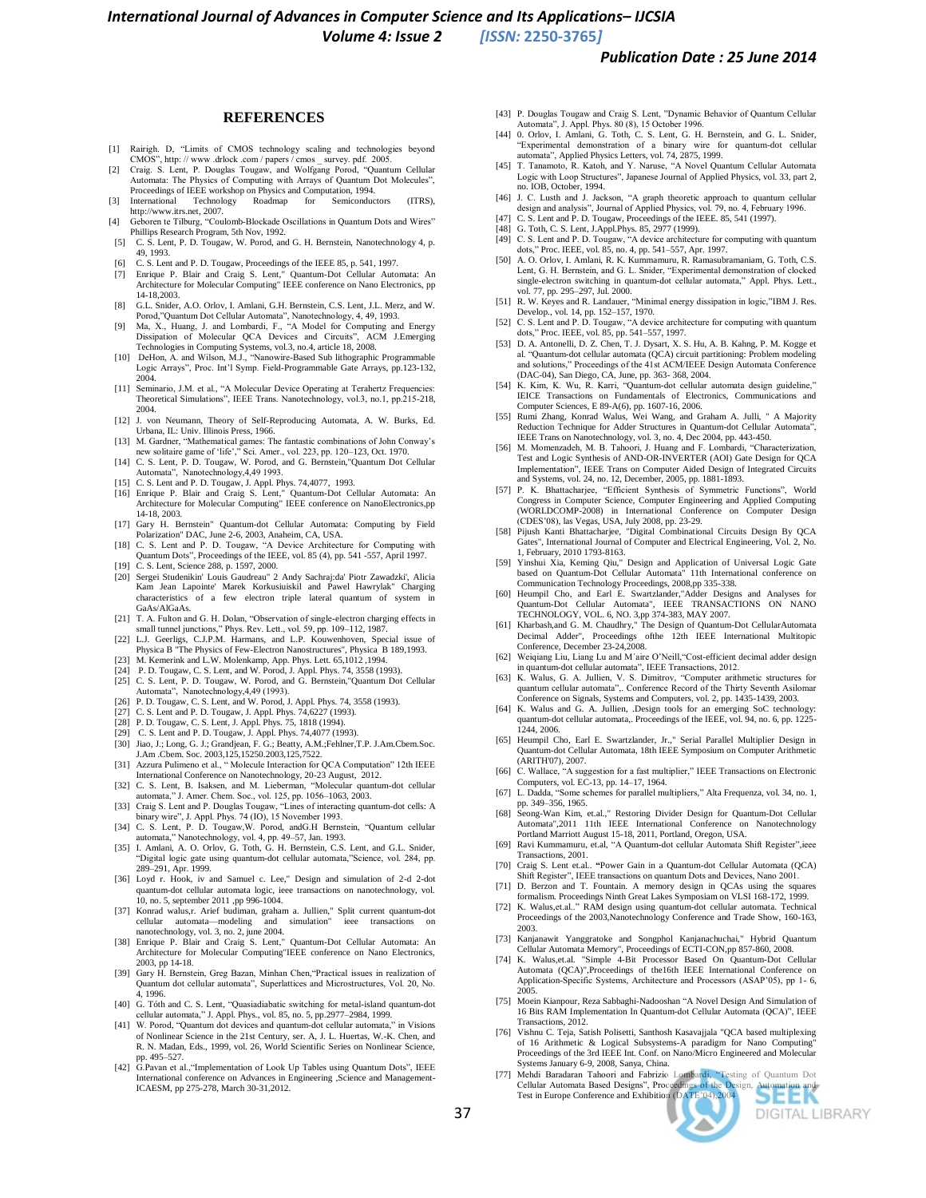## REFERENCES

[1] Rairigh. D, "Limits of CMOS technology scaling and technologies beyond CMOS", http: // www .drlock .com / papers / cmos _ survey. pdf. 2005.
[2] Craig. S. Lent, P. Douglas Tougaw, and Wolfgang Porod, "Quantum Cellular Automata: The Physics of Computing with Arrays of Quantum Dot Molecules", Proceedings of IEEE workshop on Physics and Computation, 1994.
[3] International Technology Roadmap for Semiconductors (ITRS), http://www.itrs.net, 2007.
[4] Geboren te Tilburg, "Coulomb-Blockade Oscillations in Quantum Dots and Wires" Phillips Research Program, 5th Nov, 1992.
[5] C. S. Lent, P. D. Tougaw, W. Porod, and G. H. Bernstein, Nanotechnology 4, p. 49, 1993.
[6] C. S. Lent and P. D. Tougaw, Proceedings of the IEEE 85, p. 541, 1997.
[7] Enrique P. Blair and Craig S. Lent," Quantum-Dot Cellular Automata: An Architecture for Molecular Computing" IEEE conference on Nano Electronics, pp 14-18,2003.
[8] G.L. Snider, A.O. Orlov, I. Amlani, G.H. Bernstein, C.S. Lent, J.L. Merz, and W. Porod,"Quantum Dot Cellular Automata", Nanotechnology, 4, 49, 1993.
[9] Ma, X., Huang, J. and Lombardi, F., "A Model for Computing and Energy Dissipation of Molecular QCA Devices and Circuits", ACM J.Emerging Technologies in Computing Systems, vol.3, no.4, article 18, 2008.
[10] DeHon, A. and Wilson, M.J., "Nanowire-Based Sub lithographic Programmable Logic Arrays", Proc. Int'l Symp. Field-Programmable Gate Arrays, pp.123-132, 2004.
[11] Seminario, J.M. et al., "A Molecular Device Operating at Terahertz Frequencies: Theoretical Simulations", IEEE Trans. Nanotechnology, vol.3, no.1, pp.215-218, 2004.
[12] J. von Neumann, Theory of Self-Reproducing Automata, A. W. Burks, Ed. Urbana, IL: Univ. Illinois Press, 1966.
[13] M. Gardner, "Mathematical games: The fantastic combinations of John Conway's new solitaire game of 'life'," Sci. Amer., vol. 223, pp. 120–123, Oct. 1970.
[14] C. S. Lent, P. D. Tougaw, W. Porod, and G. Bernstein,"Quantum Dot Cellular Automata", Nanotechnology,4,49 1993.
[15] C. S. Lent and P. D. Tougaw, J. Appl. Phys. 74,4077, 1993.
[16] Enrique P. Blair and Craig S. Lent," Quantum-Dot Cellular Automata: An Architecture for Molecular Computing" IEEE conference on NanoElectronics,pp 14-18, 2003.
[17] Gary H. Bernstein" Quantum-dot Cellular Automata: Computing by Field Polarization" DAC, June 2-6, 2003, Anaheim, CA, USA.
[18] C. S. Lent and P. D. Tougaw, "A Device Architecture for Computing with Quantum Dots", Proceedings of the IEEE, vol. 85 (4), pp. 541 -557, April 1997.
[19] C. S. Lent, Science 288, p. 1597, 2000.
[20] Sergei Studenikin' Louis Gaudreau" 2 Andy Sachraj:da' Piotr Zawadzki', Alicia Kam Jean Lapointe' Marek Korkusiuskil and Pawel Hawrylak" Charging characteristics of a few electron triple lateral quantum of system in GaAs/AlGaAs.
[21] T. A. Fulton and G. H. Dolan, "Observation of single-electron charging effects in small tunnel junctions," Phys. Rev. Lett., vol. 59, pp. 109–112, 1987.
[22] L.J. Geerligs, C.J.P.M. Harmans, and L.P. Kouwenhoven, Special issue of Physica B "The Physics of Few-Electron Nanostructures", Physica B 189,1993.
[23] M. Kemerink and L.W. Molenkamp, App. Phys. Lett. 65,1012 ,1994.
[24] P. D. Tougaw, C. S. Lent, and W. Porod, J. Appl. Phys. 74, 3558 (1993).
[25] C. S. Lent, P. D. Tougaw, W. Porod, and G. Bernstein,"Quantum Dot Cellular Automata", Nanotechnology,4,49 (1993).
[26] P. D. Tougaw, C. S. Lent, and W. Porod, J. Appl. Phys. 74, 3558 (1993).
[27] C. S. Lent and P. D. Tougaw, J. Appl. Phys. 74,6227 (1993).
[28] P. D. Tougaw, C. S. Lent, J. Appl. Phys. 75, 1818 (1994).
[29] C. S. Lent and P. D. Tougaw, J. Appl. Phys. 74,4077 (1993).
[30] Jiao, J.; Long, G. J.; Grandjean, F. G.; Beatty, A.M.;Fehlner,T.P. J.Am.Cbem.Soc. J.Am .Cbem. Soc. 2003,125,15250.2003,125,7522.
[31] Azzura Pulimeno et al., " Molecule Interaction for QCA Computation" 12th IEEE International Conference on Nanotechnology, 20-23 August, 2012.
[32] C. S. Lent, B. Isaksen, and M. Lieberman, "Molecular quantum-dot cellular automata," J. Amer. Chem. Soc., vol. 125, pp. 1056–1063, 2003.
[33] Craig S. Lent and P. Douglas Tougaw, "Lines of interacting quantum-dot cells: A binary wire", J. Appl. Phys. 74 (IO), 15 November 1993.
[34] C. S. Lent, P. D. Tougaw,W. Porod, andG.H Bernstein, "Quantum cellular automata," Nanotechnology, vol. 4, pp. 49–57, Jan. 1993.
[35] I. Amlani, A. O. Orlov, G. Toth, G. H. Bernstein, C.S. Lent, and G.L. Snider, "Digital logic gate using quantum-dot cellular automata,"Science, vol. 284, pp. 289–291, Apr. 1999.
[36] Loyd r. Hook, iv and Samuel c. Lee," Design and simulation of 2-d 2-dot quantum-dot cellular automata logic, ieee transactions on nanotechnology, vol. 10, no. 5, september 2011 ,pp 996-1004.
[37] Konrad walus,r. Arief budiman, graham a. Jullien," Split current quantum-dot cellular automata—modeling and simulation" ieee transactions on nanotechnology, vol. 3, no. 2, june 2004.
[38] Enrique P. Blair and Craig S. Lent," Quantum-Dot Cellular Automata: An Architecture for Molecular Computing"IEEE conference on Nano Electronics, 2003, pp 14-18.
[39] Gary H. Bernstein, Greg Bazan, Minhan Chen,"Practical issues in realization of Quantum dot cellular automata", Superlattices and Microstructures, Vol. 20, No. 4, 1996.
[40] G. Tóth and C. S. Lent, "Quasiadiabatic switching for metal-island quantum-dot cellular automata," J. Appl. Phys., vol. 85, no. 5, pp.2977–2984, 1999.
[41] W. Porod, "Quantum dot devices and quantum-dot cellular automata," in Visions of Nonlinear Science in the 21st Century, ser. A, J. L. Huertas, W.-K. Chen, and R. N. Madan, Eds., 1999, vol. 26, World Scientific Series on Nonlinear Science, pp. 495–527.
[42] G.Pavan et al.,"Implementation of Look Up Tables using Quantum Dots", IEEE International conference on Advances in Engineering ,Science and Management-ICAESM, pp 275-278, March 30-31,2012.
[43] P. Douglas Tougaw and Craig S. Lent, "Dynamic Behavior of Quantum Cellular Automata", J. Appl. Phys. 80 (8), 15 October 1996.
[44] 0. Orlov, I. Amlani, G. Toth, C. S. Lent, G. H. Bernstein, and G. L. Snider, "Experimental demonstration of a binary wire for quantum-dot cellular automata", Applied Physics Letters, vol. 74, 2875, 1999.
[45] T. Tanamoto, R. Katoh, and Y. Naruse, "A Novel Quantum Cellular Automata Logic with Loop Structures", Japanese Journal of Applied Physics, vol. 33, part 2, no. IOB, October, 1994.
[46] J. C. Lusth and J. Jackson, "A graph theoretic approach to quantum cellular design and analysis", Journal of Applied Physics, vol. 79, no. 4, February 1996.
[47] C. S. Lent and P. D. Tougaw, Proceedings of the IEEE. 85, 541 (1997).
[48] G. Toth, C. S. Lent, J.Appl.Phys. 85, 2977 (1999).
[49] C. S. Lent and P. D. Tougaw, "A device architecture for computing with quantum dots," Proc. IEEE, vol. 85, no. 4, pp. 541–557, Apr. 1997.
[50] A. O. Orlov, I. Amlani, R. K. Kummamuru, R. Ramasubramaniam, G. Toth, C.S. Lent, G. H. Bernstein, and G. L. Snider, "Experimental demonstration of clocked single-electron switching in quantum-dot cellular automata," Appl. Phys. Lett., vol. 77, pp. 295–297, Jul. 2000.
[51] R. W. Keyes and R. Landauer, "Minimal energy dissipation in logic,"IBM J. Res. Develop., vol. 14, pp. 152–157, 1970.
[52] C. S. Lent and P. D. Tougaw, "A device architecture for computing with quantum dots," Proc. IEEE, vol. 85, pp. 541–557, 1997.
[53] D. A. Antonelli, D. Z. Chen, T. J. Dysart, X. S. Hu, A. B. Kahng, P. M. Kogge et al. "Quantum-dot cellular automata (QCA) circuit partitioning: Problem modeling and solutions," Proceedings of the 41st ACM/IEEE Design Automata Conference (DAC-04), San Diego, CA, June, pp. 363- 368, 2004.
[54] K. Kim, K. Wu, R. Karri, "Quantum-dot cellular automata design guideline," IEICE Transactions on Fundamentals of Electronics, Communications and Computer Sciences, E 89-A(6), pp. 1607-16, 2006.
[55] Rumi Zhang, Konrad Walus, Wei Wang, and Graham A. Julli, " A Majority Reduction Technique for Adder Structures in Quantum-dot Cellular Automata", IEEE Trans on Nanotechnology, vol. 3, no. 4, Dec 2004, pp. 443-450.
[56] M. Momenzadeh, M. B. Tahoori, J. Huang and F. Lombardi, "Characterization, Test and Logic Synthesis of AND-OR-INVERTER (AOI) Gate Design for QCA Implementation", IEEE Trans on Computer Aided Design of Integrated Circuits and Systems, vol. 24, no. 12, December, 2005, pp. 1881-1893.
[57] P. K. Bhattacharjee, "Efficient Synthesis of Symmetric Functions", World Congress in Computer Science, Computer Engineering and Applied Computing (WORLDCOMP-2008) in International Conference on Computer Design (CDES'08), las Vegas, USA, July 2008, pp. 23-29.
[58] Pijush Kanti Bhattacharjee, "Digital Combinational Circuits Design By QCA Gates", International Journal of Computer and Electrical Engineering, Vol. 2, No. 1, February, 2010 1793-8163.
[59] Yinshui Xia, Keming Qiu," Design and Application of Universal Logic Gate based on Quantum-Dot Cellular Automata" 11th International conference on Communication Technology Proceedings, 2008,pp 335-338.
[60] Heumpil Cho, and Earl E. Swartzlander,"Adder Designs and Analyses for Quantum-Dot Cellular Automata", IEEE TRANSACTIONS ON NANO TECHNOLOGY, VOL. 6, NO. 3,pp 374-383, MAY 2007.
[61] Kharbash,and G. M. Chaudhry," The Design of Quantum-Dot CellularAutomata Decimal Adder", Proceedings ofthe 12th IEEE International Multitopic Conference, December 23-24,2008.
[62] Weiqiang Liu, Liang Lu and M´aire O'Neill,"Cost-efficient decimal adder design in quantum-dot cellular automata", IEEE Transactions, 2012.
[63] K. Walus, G. A. Jullien, V. S. Dimitrov, "Computer arithmetic structures for quantum cellular automata",. Conference Record of the Thirty Seventh Asilomar Conference on Signals, Systems and Computers, vol. 2, pp. 1435-1439, 2003.
[64] K. Walus and G. A. Jullien, .Design tools for an emerging SoC technology: quantum-dot cellular automata,. Proceedings of the IEEE, vol. 94, no. 6, pp. 1225-1244, 2006.
[65] Heumpil Cho, Earl E. Swartzlander, Jr.," Serial Parallel Multiplier Design in Quantum-dot Cellular Automata, 18th IEEE Symposium on Computer Arithmetic (ARITH'07), 2007.
[66] C. Wallace, "A suggestion for a fast multiplier," IEEE Transactions on Electronic Computers, vol. EC-13, pp. 14–17, 1964.
[67] L. Dadda, "Some schemes for parallel multipliers," Alta Frequenza, vol. 34, no. 1, pp. 349–356, 1965.
[68] Seong-Wan Kim, et.al.," Restoring Divider Design for Quantum-Dot Cellular Automata",2011 11th IEEE International Conference on Nanotechnology Portland Marriott August 15-18, 2011, Portland, Oregon, USA.
[69] Ravi Kummamuru, et.al, "A Quantum-dot cellular Automata Shift Register",ieee Transactions, 2001.
[70] Craig S. Lent et.al.. **"**Power Gain in a Quantum-dot Cellular Automata (QCA) Shift Register", IEEE transactions on quantum Dots and Devices, Nano 2001.
[71] D. Berzon and T. Fountain. A memory design in QCAs using the squares formalism. Proceedings Ninth Great Lakes Symposium on VLSI 168-172, 1999.
[72] K. Walus,et.al.." RAM design using quantum-dot cellular automata. Technical Proceedings of the 2003,Nanotechnology Conference and Trade Show, 160-163, 2003.
[73] Kanjanawit Yanggratoke and Songphol Kanjanachuchai," Hybrid Quantum Cellular Automata Memory", Proceedings of ECTI-CON,pp 857-860, 2008.
[74] K. Walus,et.al. "Simple 4-Bit Processor Based On Quantum-Dot Cellular Automata (QCA)",Proceedings of the16th IEEE International Conference on Application-Specific Systems, Architecture and Processors (ASAP'05), pp 1- 6, 2005.
[75] Moein Kianpour, Reza Sabbaghi-Nadooshan "A Novel Design And Simulation of 16 Bits RAM Implementation In Quantum-dot Cellular Automata (QCA)", IEEE Transactions, 2012.
[76] Vishnu C. Teja, Satish Polisetti, Santhosh Kasavajjala "QCA based multiplexing of 16 Arithmetic & Logical Subsystems-A paradigm for Nano Computing" Proceedings of the 3rd IEEE Int. Conf. on Nano/Micro Engineered and Molecular Systems January 6-9, 2008, Sanya, China.
[77] Mehdi Baradaran Tahoori and Fabrizio Lombardi. "Testing of Quantum Dot Cellular Automata Based Designs", Proceedings of the Design, Automation and Test in Europe Conference and Exhibition (DATE'04),2004